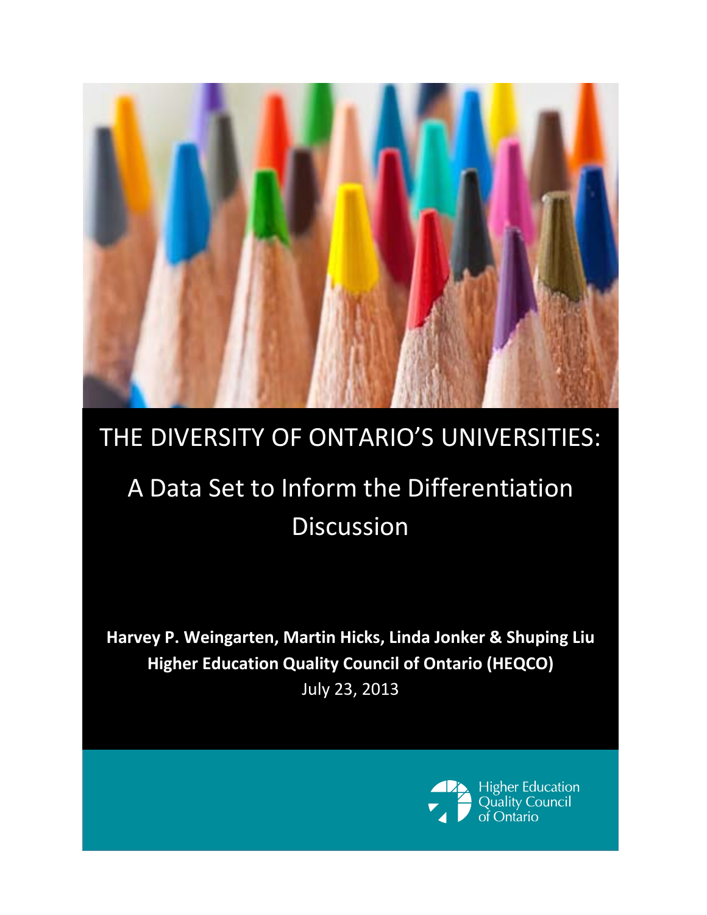# THE DIVERSITY OF ONTARIO'S UNIVERSITIES:

## A Data Set to Inform the Differentiation Discussion

**Harvey P. Weingarten, Martin Hicks, Linda Jonker & Shuping Liu**
**Higher Education Quality Council of Ontario (HEQCO)**
July 23, 2013

Higher Education Quality Council of Ontario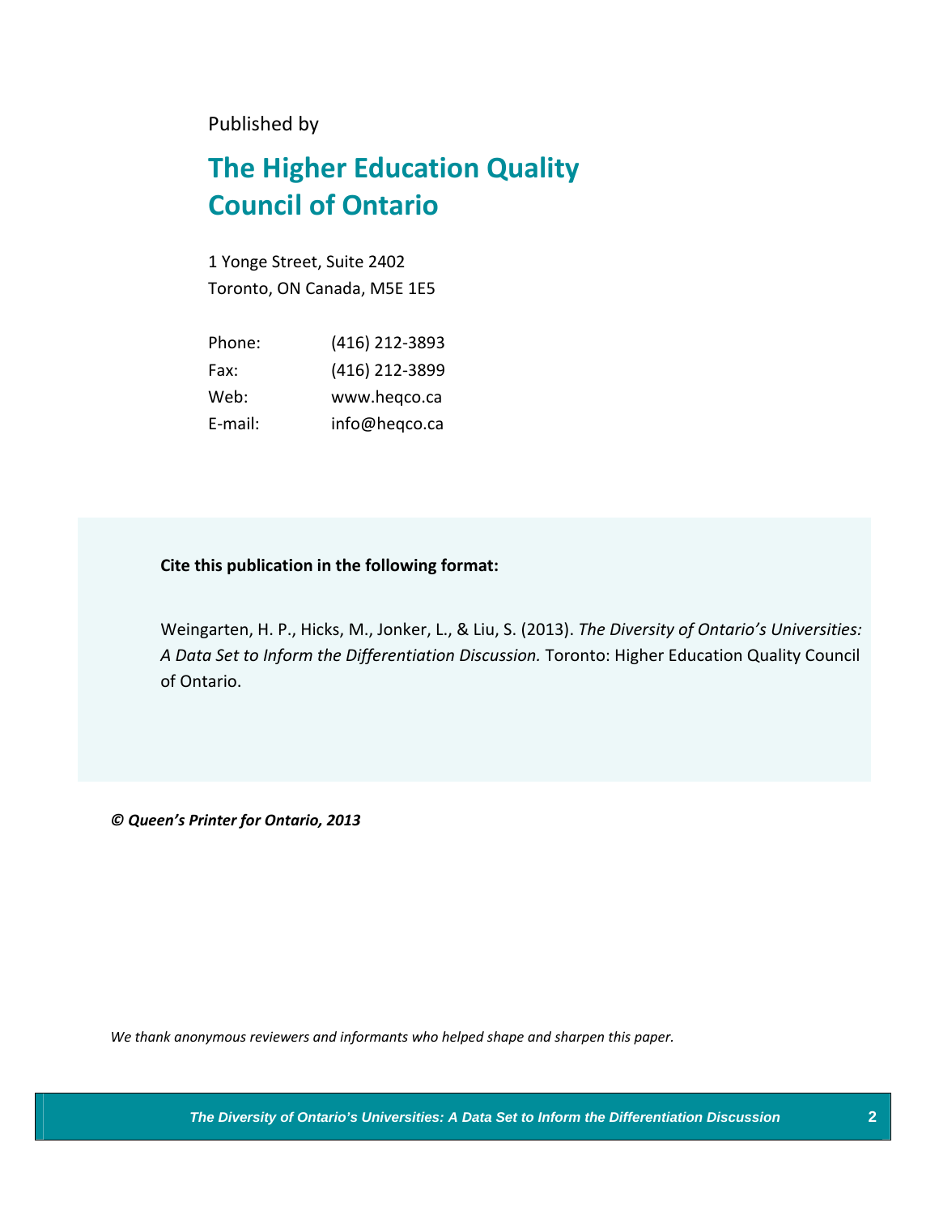Published by

# The Higher Education Quality Council of Ontario

1 Yonge Street, Suite 2402
Toronto, ON Canada, M5E 1E5

| | |
|---|---|
| Phone: | (416) 212-3893 |
| Fax: | (416) 212-3899 |
| Web: | www.heqco.ca |
| E-mail: | info@heqco.ca |

**Cite this publication in the following format:**

Weingarten, H. P., Hicks, M., Jonker, L., & Liu, S. (2013). *The Diversity of Ontario's Universities: A Data Set to Inform the Differentiation Discussion.* Toronto: Higher Education Quality Council of Ontario.

***© Queen's Printer for Ontario, 2013***

*We thank anonymous reviewers and informants who helped shape and sharpen this paper.*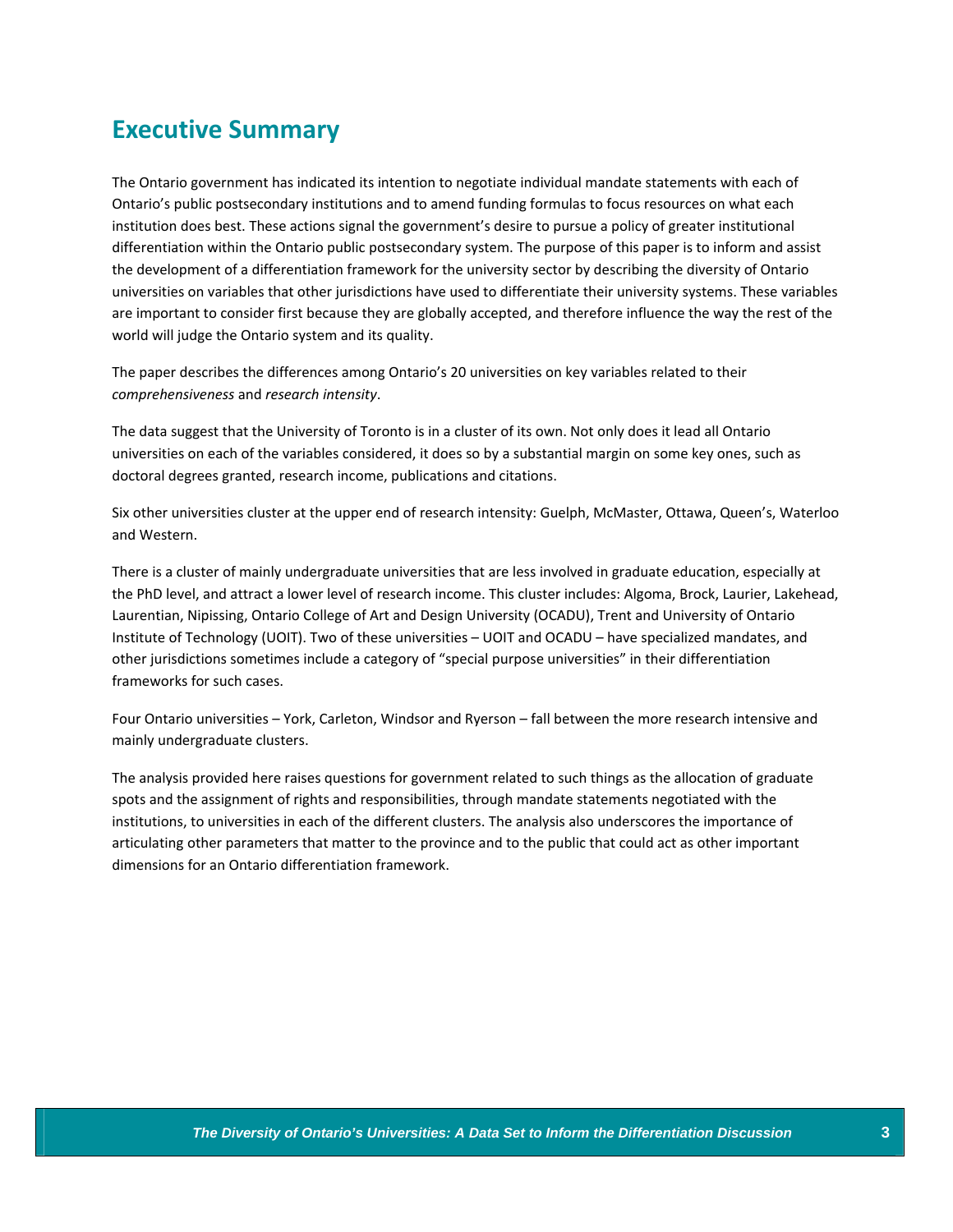# Executive Summary

The Ontario government has indicated its intention to negotiate individual mandate statements with each of Ontario's public postsecondary institutions and to amend funding formulas to focus resources on what each institution does best. These actions signal the government's desire to pursue a policy of greater institutional differentiation within the Ontario public postsecondary system. The purpose of this paper is to inform and assist the development of a differentiation framework for the university sector by describing the diversity of Ontario universities on variables that other jurisdictions have used to differentiate their university systems. These variables are important to consider first because they are globally accepted, and therefore influence the way the rest of the world will judge the Ontario system and its quality.

The paper describes the differences among Ontario's 20 universities on key variables related to their *comprehensiveness* and *research intensity*.

The data suggest that the University of Toronto is in a cluster of its own. Not only does it lead all Ontario universities on each of the variables considered, it does so by a substantial margin on some key ones, such as doctoral degrees granted, research income, publications and citations.

Six other universities cluster at the upper end of research intensity: Guelph, McMaster, Ottawa, Queen's, Waterloo and Western.

There is a cluster of mainly undergraduate universities that are less involved in graduate education, especially at the PhD level, and attract a lower level of research income. This cluster includes: Algoma, Brock, Laurier, Lakehead, Laurentian, Nipissing, Ontario College of Art and Design University (OCADU), Trent and University of Ontario Institute of Technology (UOIT). Two of these universities – UOIT and OCADU – have specialized mandates, and other jurisdictions sometimes include a category of "special purpose universities" in their differentiation frameworks for such cases.

Four Ontario universities – York, Carleton, Windsor and Ryerson – fall between the more research intensive and mainly undergraduate clusters.

The analysis provided here raises questions for government related to such things as the allocation of graduate spots and the assignment of rights and responsibilities, through mandate statements negotiated with the institutions, to universities in each of the different clusters. The analysis also underscores the importance of articulating other parameters that matter to the province and to the public that could act as other important dimensions for an Ontario differentiation framework.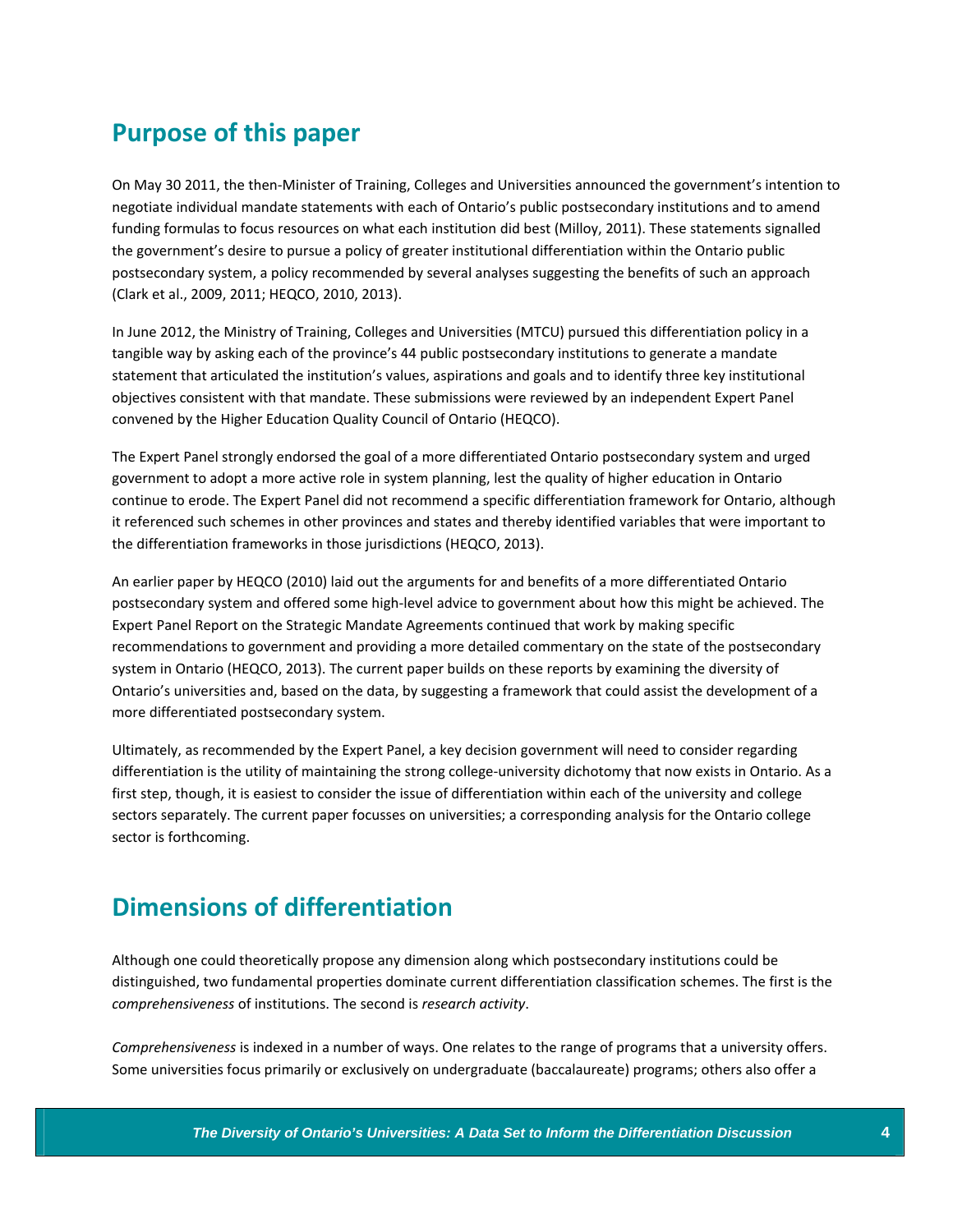## Purpose of this paper

On May 30 2011, the then-Minister of Training, Colleges and Universities announced the government's intention to negotiate individual mandate statements with each of Ontario's public postsecondary institutions and to amend funding formulas to focus resources on what each institution did best (Milloy, 2011). These statements signalled the government's desire to pursue a policy of greater institutional differentiation within the Ontario public postsecondary system, a policy recommended by several analyses suggesting the benefits of such an approach (Clark et al., 2009, 2011; HEQCO, 2010, 2013).

In June 2012, the Ministry of Training, Colleges and Universities (MTCU) pursued this differentiation policy in a tangible way by asking each of the province's 44 public postsecondary institutions to generate a mandate statement that articulated the institution's values, aspirations and goals and to identify three key institutional objectives consistent with that mandate. These submissions were reviewed by an independent Expert Panel convened by the Higher Education Quality Council of Ontario (HEQCO).

The Expert Panel strongly endorsed the goal of a more differentiated Ontario postsecondary system and urged government to adopt a more active role in system planning, lest the quality of higher education in Ontario continue to erode. The Expert Panel did not recommend a specific differentiation framework for Ontario, although it referenced such schemes in other provinces and states and thereby identified variables that were important to the differentiation frameworks in those jurisdictions (HEQCO, 2013).

An earlier paper by HEQCO (2010) laid out the arguments for and benefits of a more differentiated Ontario postsecondary system and offered some high-level advice to government about how this might be achieved. The Expert Panel Report on the Strategic Mandate Agreements continued that work by making specific recommendations to government and providing a more detailed commentary on the state of the postsecondary system in Ontario (HEQCO, 2013). The current paper builds on these reports by examining the diversity of Ontario's universities and, based on the data, by suggesting a framework that could assist the development of a more differentiated postsecondary system.

Ultimately, as recommended by the Expert Panel, a key decision government will need to consider regarding differentiation is the utility of maintaining the strong college-university dichotomy that now exists in Ontario. As a first step, though, it is easiest to consider the issue of differentiation within each of the university and college sectors separately. The current paper focusses on universities; a corresponding analysis for the Ontario college sector is forthcoming.

## Dimensions of differentiation

Although one could theoretically propose any dimension along which postsecondary institutions could be distinguished, two fundamental properties dominate current differentiation classification schemes. The first is the *comprehensiveness* of institutions. The second is *research activity*.

*Comprehensiveness* is indexed in a number of ways. One relates to the range of programs that a university offers. Some universities focus primarily or exclusively on undergraduate (baccalaureate) programs; others also offer a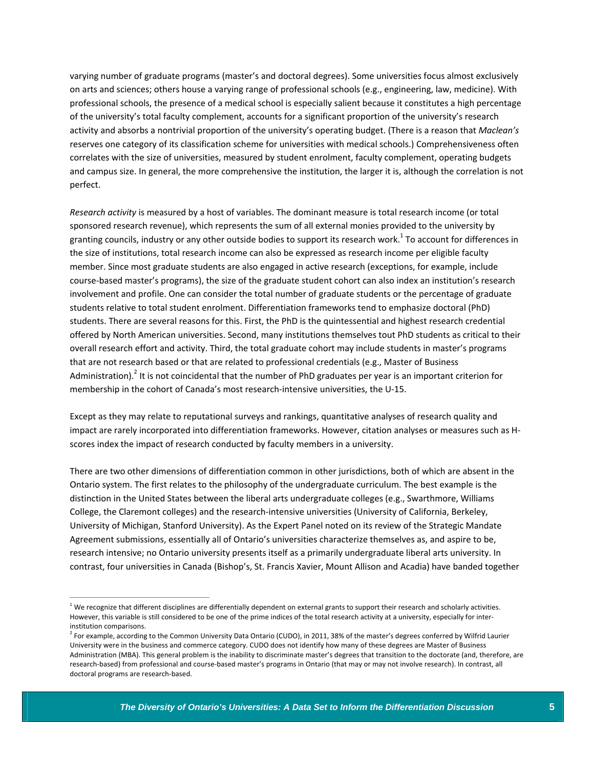varying number of graduate programs (master's and doctoral degrees). Some universities focus almost exclusively on arts and sciences; others house a varying range of professional schools (e.g., engineering, law, medicine). With professional schools, the presence of a medical school is especially salient because it constitutes a high percentage of the university's total faculty complement, accounts for a significant proportion of the university's research activity and absorbs a nontrivial proportion of the university's operating budget. (There is a reason that *Maclean's* reserves one category of its classification scheme for universities with medical schools.) Comprehensiveness often correlates with the size of universities, measured by student enrolment, faculty complement, operating budgets and campus size. In general, the more comprehensive the institution, the larger it is, although the correlation is not perfect.

*Research activity* is measured by a host of variables. The dominant measure is total research income (or total sponsored research revenue), which represents the sum of all external monies provided to the university by granting councils, industry or any other outside bodies to support its research work.[1] To account for differences in the size of institutions, total research income can also be expressed as research income per eligible faculty member. Since most graduate students are also engaged in active research (exceptions, for example, include course-based master's programs), the size of the graduate student cohort can also index an institution's research involvement and profile. One can consider the total number of graduate students or the percentage of graduate students relative to total student enrolment. Differentiation frameworks tend to emphasize doctoral (PhD) students. There are several reasons for this. First, the PhD is the quintessential and highest research credential offered by North American universities. Second, many institutions themselves tout PhD students as critical to their overall research effort and activity. Third, the total graduate cohort may include students in master's programs that are not research based or that are related to professional credentials (e.g., Master of Business Administration).[2] It is not coincidental that the number of PhD graduates per year is an important criterion for membership in the cohort of Canada's most research-intensive universities, the U-15.

Except as they may relate to reputational surveys and rankings, quantitative analyses of research quality and impact are rarely incorporated into differentiation frameworks. However, citation analyses or measures such as H-scores index the impact of research conducted by faculty members in a university.

There are two other dimensions of differentiation common in other jurisdictions, both of which are absent in the Ontario system. The first relates to the philosophy of the undergraduate curriculum. The best example is the distinction in the United States between the liberal arts undergraduate colleges (e.g., Swarthmore, Williams College, the Claremont colleges) and the research-intensive universities (University of California, Berkeley, University of Michigan, Stanford University). As the Expert Panel noted on its review of the Strategic Mandate Agreement submissions, essentially all of Ontario's universities characterize themselves as, and aspire to be, research intensive; no Ontario university presents itself as a primarily undergraduate liberal arts university. In contrast, four universities in Canada (Bishop's, St. Francis Xavier, Mount Allison and Acadia) have banded together

---

[1] We recognize that different disciplines are differentially dependent on external grants to support their research and scholarly activities. However, this variable is still considered to be one of the prime indices of the total research activity at a university, especially for inter-institution comparisons.

[2] For example, according to the Common University Data Ontario (CUDO), in 2011, 38% of the master's degrees conferred by Wilfrid Laurier University were in the business and commerce category. CUDO does not identify how many of these degrees are Master of Business Administration (MBA). This general problem is the inability to discriminate master's degrees that transition to the doctorate (and, therefore, are research-based) from professional and course-based master's programs in Ontario (that may or may not involve research). In contrast, all doctoral programs are research-based.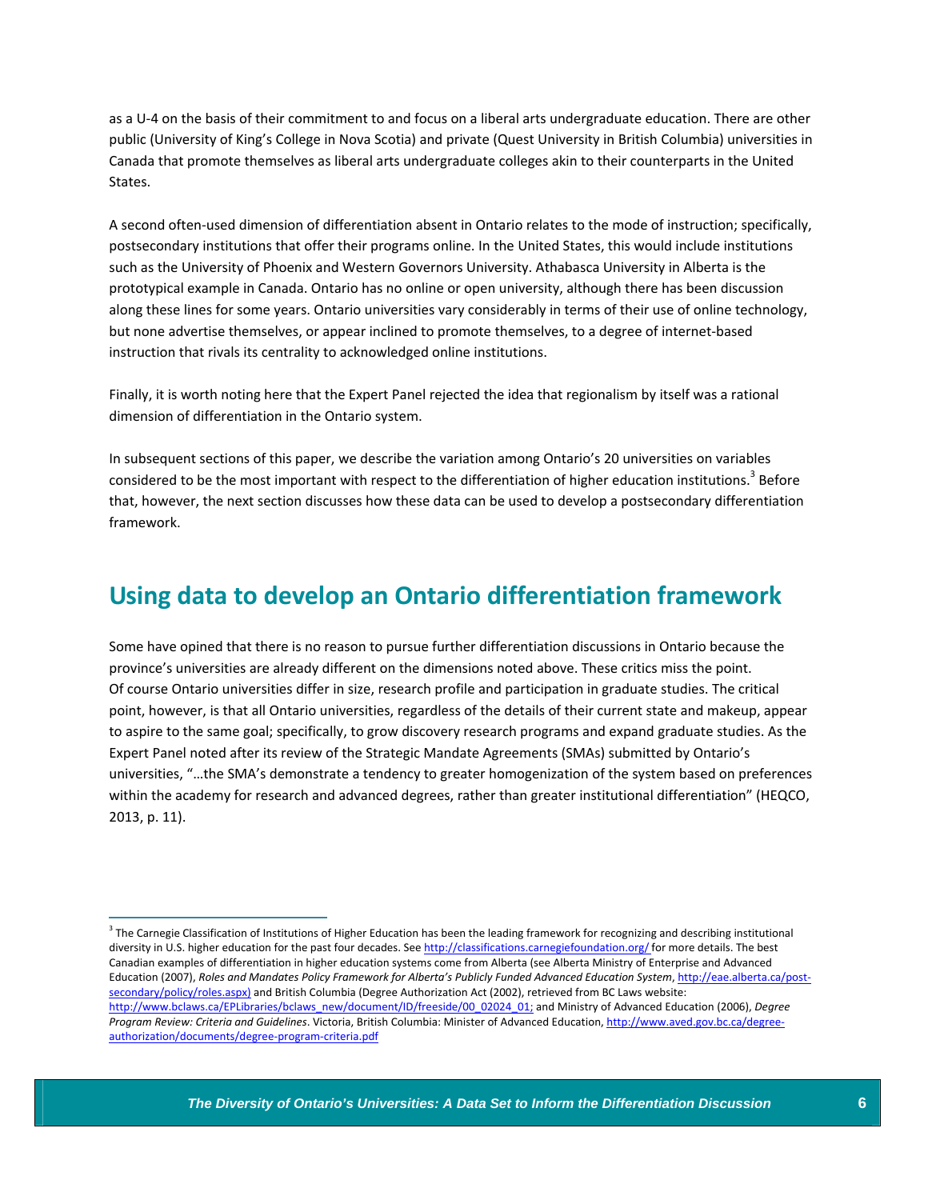as a U-4 on the basis of their commitment to and focus on a liberal arts undergraduate education. There are other public (University of King's College in Nova Scotia) and private (Quest University in British Columbia) universities in Canada that promote themselves as liberal arts undergraduate colleges akin to their counterparts in the United States.

A second often-used dimension of differentiation absent in Ontario relates to the mode of instruction; specifically, postsecondary institutions that offer their programs online. In the United States, this would include institutions such as the University of Phoenix and Western Governors University. Athabasca University in Alberta is the prototypical example in Canada. Ontario has no online or open university, although there has been discussion along these lines for some years. Ontario universities vary considerably in terms of their use of online technology, but none advertise themselves, or appear inclined to promote themselves, to a degree of internet-based instruction that rivals its centrality to acknowledged online institutions.

Finally, it is worth noting here that the Expert Panel rejected the idea that regionalism by itself was a rational dimension of differentiation in the Ontario system.

In subsequent sections of this paper, we describe the variation among Ontario's 20 universities on variables considered to be the most important with respect to the differentiation of higher education institutions.[3] Before that, however, the next section discusses how these data can be used to develop a postsecondary differentiation framework.

## Using data to develop an Ontario differentiation framework

Some have opined that there is no reason to pursue further differentiation discussions in Ontario because the province's universities are already different on the dimensions noted above. These critics miss the point. Of course Ontario universities differ in size, research profile and participation in graduate studies. The critical point, however, is that all Ontario universities, regardless of the details of their current state and makeup, appear to aspire to the same goal; specifically, to grow discovery research programs and expand graduate studies. As the Expert Panel noted after its review of the Strategic Mandate Agreements (SMAs) submitted by Ontario's universities, "…the SMA's demonstrate a tendency to greater homogenization of the system based on preferences within the academy for research and advanced degrees, rather than greater institutional differentiation" (HEQCO, 2013, p. 11).

---

[3] The Carnegie Classification of Institutions of Higher Education has been the leading framework for recognizing and describing institutional diversity in U.S. higher education for the past four decades. See http://classifications.carnegiefoundation.org/ for more details. The best Canadian examples of differentiation in higher education systems come from Alberta (see Alberta Ministry of Enterprise and Advanced Education (2007), *Roles and Mandates Policy Framework for Alberta's Publicly Funded Advanced Education System*, http://eae.alberta.ca/post-secondary/policy/roles.aspx) and British Columbia (Degree Authorization Act (2002), retrieved from BC Laws website: http://www.bclaws.ca/EPLibraries/bclaws_new/document/ID/freeside/00_02024_01; and Ministry of Advanced Education (2006), *Degree Program Review: Criteria and Guidelines*. Victoria, British Columbia: Minister of Advanced Education, http://www.aved.gov.bc.ca/degree-authorization/documents/degree-program-criteria.pdf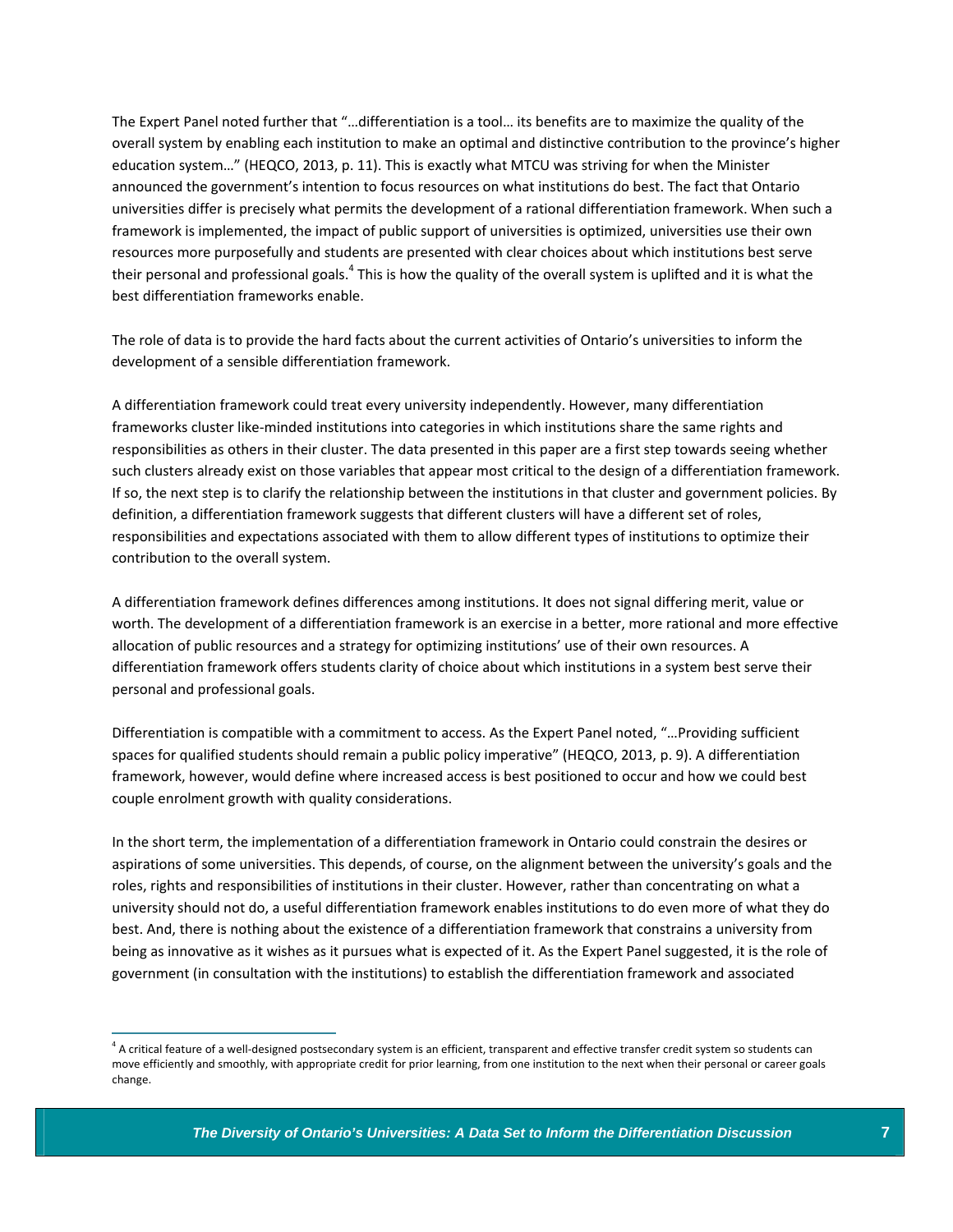The Expert Panel noted further that "…differentiation is a tool… its benefits are to maximize the quality of the overall system by enabling each institution to make an optimal and distinctive contribution to the province's higher education system…" (HEQCO, 2013, p. 11). This is exactly what MTCU was striving for when the Minister announced the government's intention to focus resources on what institutions do best. The fact that Ontario universities differ is precisely what permits the development of a rational differentiation framework. When such a framework is implemented, the impact of public support of universities is optimized, universities use their own resources more purposefully and students are presented with clear choices about which institutions best serve their personal and professional goals.[4] This is how the quality of the overall system is uplifted and it is what the best differentiation frameworks enable.

The role of data is to provide the hard facts about the current activities of Ontario's universities to inform the development of a sensible differentiation framework.

A differentiation framework could treat every university independently. However, many differentiation frameworks cluster like-minded institutions into categories in which institutions share the same rights and responsibilities as others in their cluster. The data presented in this paper are a first step towards seeing whether such clusters already exist on those variables that appear most critical to the design of a differentiation framework. If so, the next step is to clarify the relationship between the institutions in that cluster and government policies. By definition, a differentiation framework suggests that different clusters will have a different set of roles, responsibilities and expectations associated with them to allow different types of institutions to optimize their contribution to the overall system.

A differentiation framework defines differences among institutions. It does not signal differing merit, value or worth. The development of a differentiation framework is an exercise in a better, more rational and more effective allocation of public resources and a strategy for optimizing institutions' use of their own resources. A differentiation framework offers students clarity of choice about which institutions in a system best serve their personal and professional goals.

Differentiation is compatible with a commitment to access. As the Expert Panel noted, "…Providing sufficient spaces for qualified students should remain a public policy imperative" (HEQCO, 2013, p. 9). A differentiation framework, however, would define where increased access is best positioned to occur and how we could best couple enrolment growth with quality considerations.

In the short term, the implementation of a differentiation framework in Ontario could constrain the desires or aspirations of some universities. This depends, of course, on the alignment between the university's goals and the roles, rights and responsibilities of institutions in their cluster. However, rather than concentrating on what a university should not do, a useful differentiation framework enables institutions to do even more of what they do best. And, there is nothing about the existence of a differentiation framework that constrains a university from being as innovative as it wishes as it pursues what is expected of it. As the Expert Panel suggested, it is the role of government (in consultation with the institutions) to establish the differentiation framework and associated

[4] A critical feature of a well-designed postsecondary system is an efficient, transparent and effective transfer credit system so students can move efficiently and smoothly, with appropriate credit for prior learning, from one institution to the next when their personal or career goals change.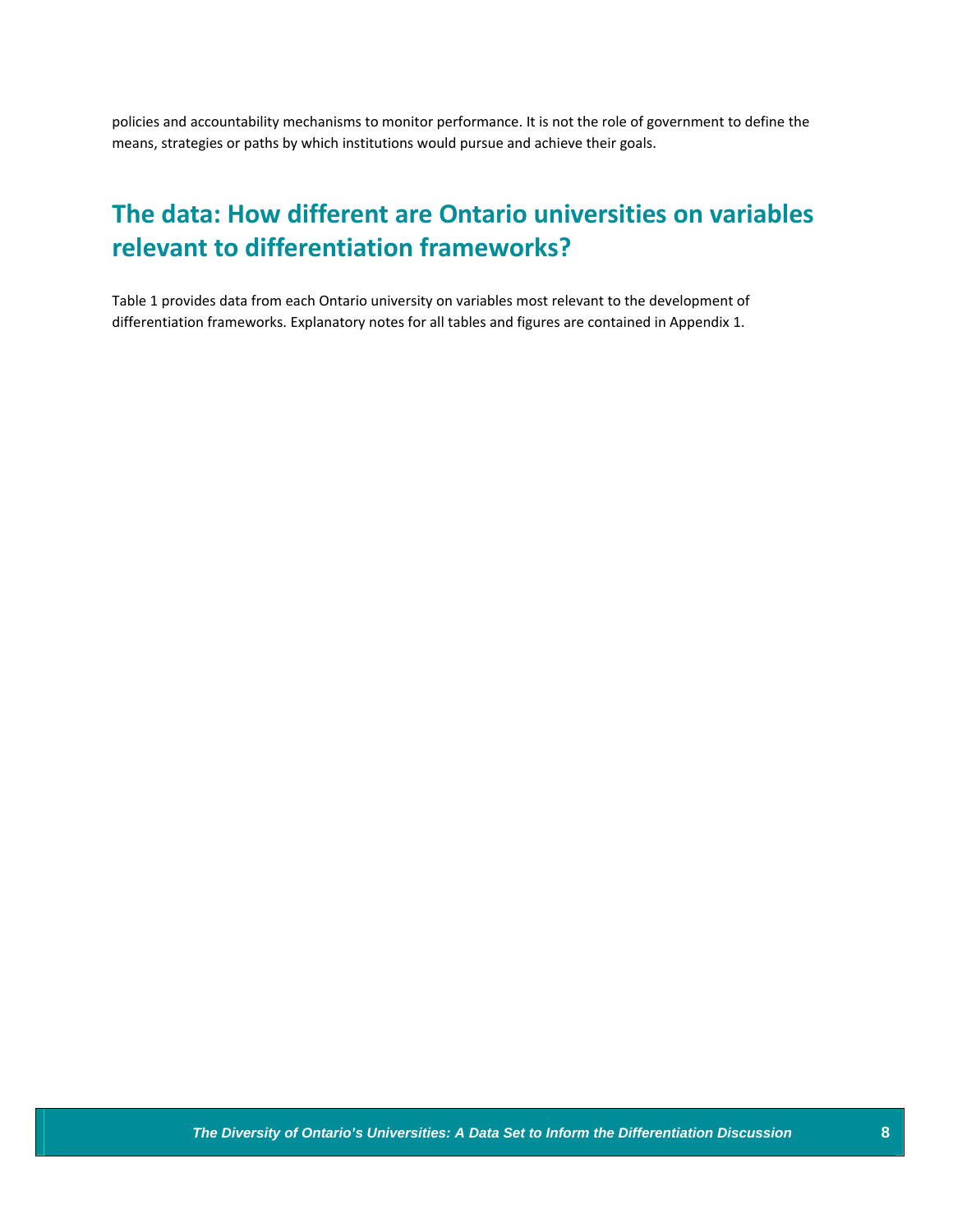policies and accountability mechanisms to monitor performance. It is not the role of government to define the means, strategies or paths by which institutions would pursue and achieve their goals.

## The data: How different are Ontario universities on variables relevant to differentiation frameworks?

Table 1 provides data from each Ontario university on variables most relevant to the development of differentiation frameworks. Explanatory notes for all tables and figures are contained in Appendix 1.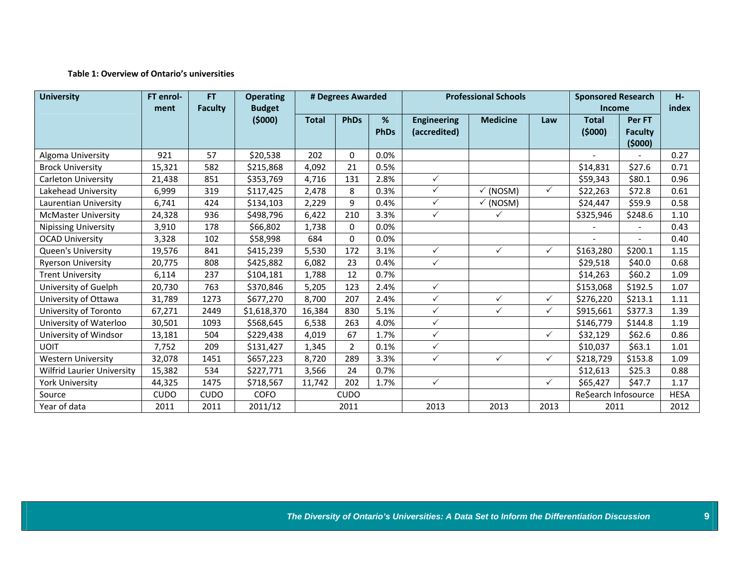**Table 1: Overview of Ontario's universities**

| University | FT enrol-ment | FT Faculty | Operating Budget ($000) | # Degrees Awarded | | | Professional Schools | | | Sponsored Research Income | | H-index |
|---|---|---|---|---|---|---|---|---|---|---|---|---|
| | | | | Total | PhDs | % PhDs | Engineering (accredited) | Medicine | Law | Total ($000) | Per FT Faculty ($000) | |
| Algoma University | 921 | 57 | $20,538 | 202 | 0 | 0.0% | | | | - | - | 0.27 |
| Brock University | 15,321 | 582 | $215,868 | 4,092 | 21 | 0.5% | | | | $14,831 | $27.6 | 0.71 |
| Carleton University | 21,438 | 851 | $353,769 | 4,716 | 131 | 2.8% | ✓ | | | $59,343 | $80.1 | 0.96 |
| Lakehead University | 6,999 | 319 | $117,425 | 2,478 | 8 | 0.3% | ✓ | ✓ (NOSM) | ✓ | $22,263 | $72.8 | 0.61 |
| Laurentian University | 6,741 | 424 | $134,103 | 2,229 | 9 | 0.4% | ✓ | ✓ (NOSM) | | $24,447 | $59.9 | 0.58 |
| McMaster University | 24,328 | 936 | $498,796 | 6,422 | 210 | 3.3% | ✓ | ✓ | | $325,946 | $248.6 | 1.10 |
| Nipissing University | 3,910 | 178 | $66,802 | 1,738 | 0 | 0.0% | | | | - | - | 0.43 |
| OCAD University | 3,328 | 102 | $58,998 | 684 | 0 | 0.0% | | | | - | - | 0.40 |
| Queen's University | 19,576 | 841 | $415,239 | 5,530 | 172 | 3.1% | ✓ | ✓ | ✓ | $163,280 | $200.1 | 1.15 |
| Ryerson University | 20,775 | 808 | $425,882 | 6,082 | 23 | 0.4% | ✓ | | | $29,518 | $40.0 | 0.68 |
| Trent University | 6,114 | 237 | $104,181 | 1,788 | 12 | 0.7% | | | | $14,263 | $60.2 | 1.09 |
| University of Guelph | 20,730 | 763 | $370,846 | 5,205 | 123 | 2.4% | ✓ | | | $153,068 | $192.5 | 1.07 |
| University of Ottawa | 31,789 | 1273 | $677,270 | 8,700 | 207 | 2.4% | ✓ | ✓ | ✓ | $276,220 | $213.1 | 1.11 |
| University of Toronto | 67,271 | 2449 | $1,618,370 | 16,384 | 830 | 5.1% | ✓ | ✓ | ✓ | $915,661 | $377.3 | 1.39 |
| University of Waterloo | 30,501 | 1093 | $568,645 | 6,538 | 263 | 4.0% | ✓ | | | $146,779 | $144.8 | 1.19 |
| University of Windsor | 13,181 | 504 | $229,438 | 4,019 | 67 | 1.7% | ✓ | | ✓ | $32,129 | $62.6 | 0.86 |
| UOIT | 7,752 | 209 | $131,427 | 1,345 | 2 | 0.1% | ✓ | | | $10,037 | $63.1 | 1.01 |
| Western University | 32,078 | 1451 | $657,223 | 8,720 | 289 | 3.3% | ✓ | ✓ | ✓ | $218,729 | $153.8 | 1.09 |
| Wilfrid Laurier University | 15,382 | 534 | $227,771 | 3,566 | 24 | 0.7% | | | | $12,613 | $25.3 | 0.88 |
| York University | 44,325 | 1475 | $718,567 | 11,742 | 202 | 1.7% | ✓ | | ✓ | $65,427 | $47.7 | 1.17 |
| Source | CUDO | CUDO | COFO | CUDO | | | | | | Re$earch Infosource | | HESA |
| Year of data | 2011 | 2011 | 2011/12 | 2011 | | | 2013 | 2013 | 2013 | 2011 | | 2012 |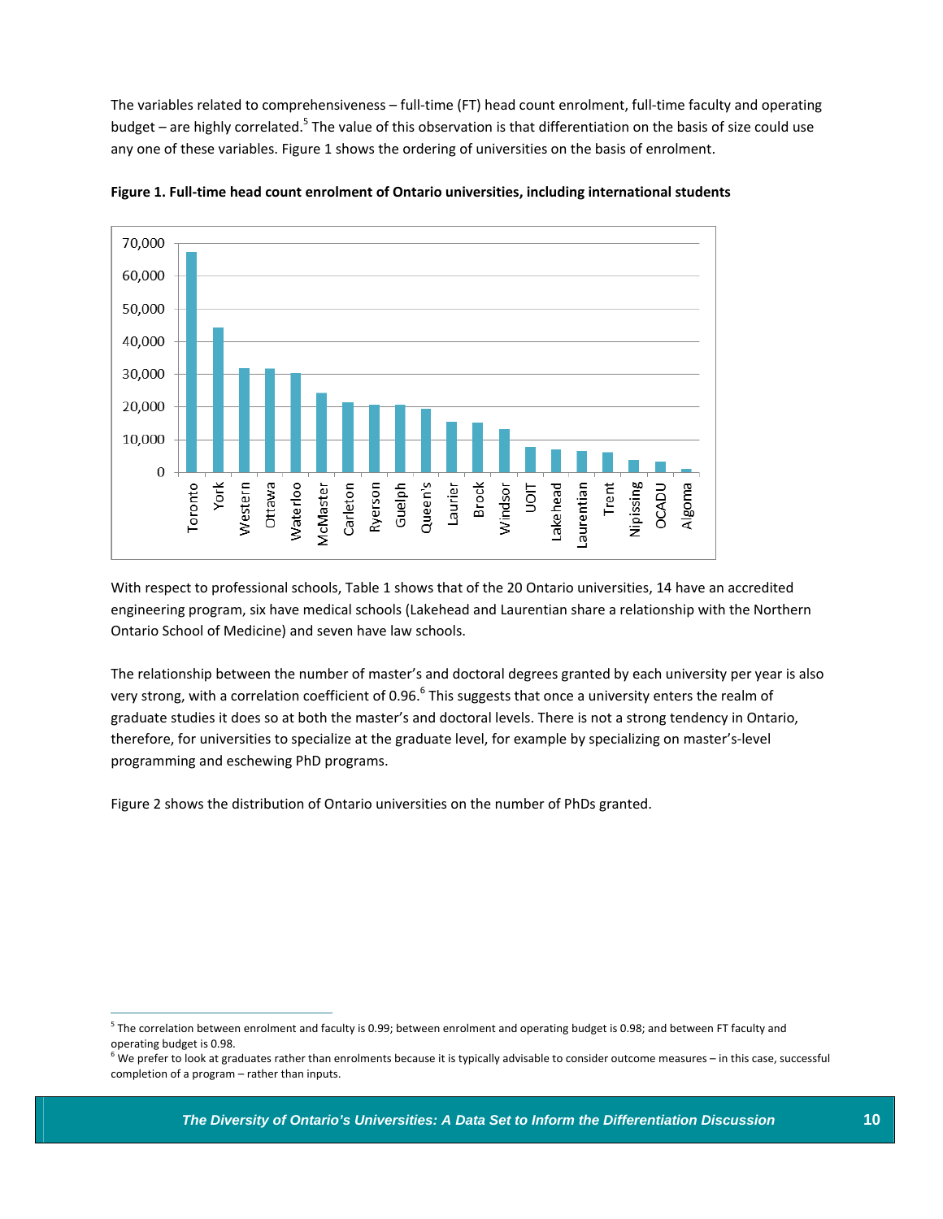The variables related to comprehensiveness – full-time (FT) head count enrolment, full-time faculty and operating budget – are highly correlated.[5] The value of this observation is that differentiation on the basis of size could use any one of these variables. Figure 1 shows the ordering of universities on the basis of enrolment.

**Figure 1. Full-time head count enrolment of Ontario universities, including international students**

With respect to professional schools, Table 1 shows that of the 20 Ontario universities, 14 have an accredited engineering program, six have medical schools (Lakehead and Laurentian share a relationship with the Northern Ontario School of Medicine) and seven have law schools.

The relationship between the number of master's and doctoral degrees granted by each university per year is also very strong, with a correlation coefficient of 0.96.[6] This suggests that once a university enters the realm of graduate studies it does so at both the master's and doctoral levels. There is not a strong tendency in Ontario, therefore, for universities to specialize at the graduate level, for example by specializing on master's-level programming and eschewing PhD programs.

Figure 2 shows the distribution of Ontario universities on the number of PhDs granted.

---

[5] The correlation between enrolment and faculty is 0.99; between enrolment and operating budget is 0.98; and between FT faculty and operating budget is 0.98.

[6] We prefer to look at graduates rather than enrolments because it is typically advisable to consider outcome measures – in this case, successful completion of a program – rather than inputs.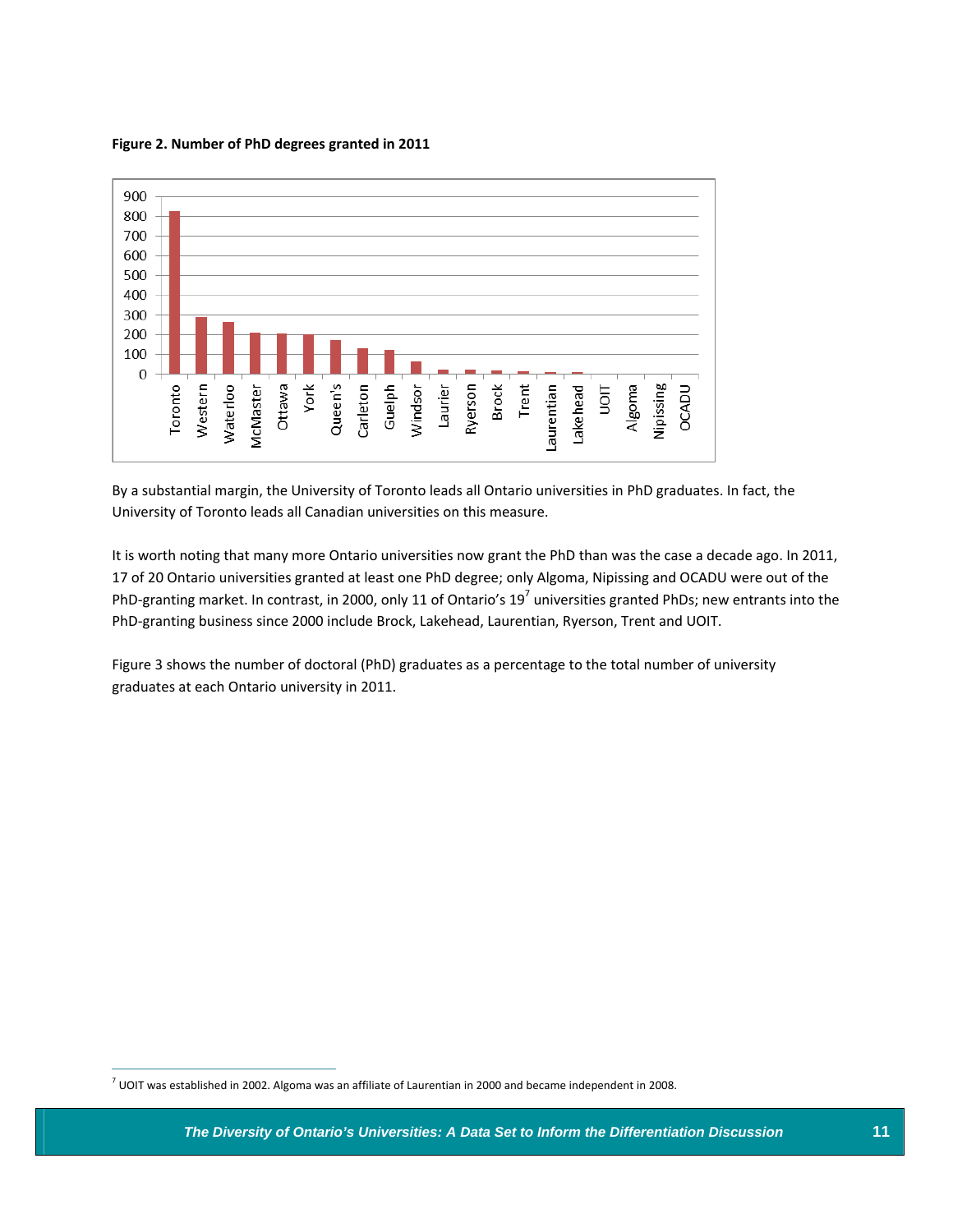**Figure 2. Number of PhD degrees granted in 2011**

By a substantial margin, the University of Toronto leads all Ontario universities in PhD graduates. In fact, the University of Toronto leads all Canadian universities on this measure.

It is worth noting that many more Ontario universities now grant the PhD than was the case a decade ago. In 2011, 17 of 20 Ontario universities granted at least one PhD degree; only Algoma, Nipissing and OCADU were out of the PhD-granting market. In contrast, in 2000, only 11 of Ontario's 19[7] universities granted PhDs; new entrants into the PhD-granting business since 2000 include Brock, Lakehead, Laurentian, Ryerson, Trent and UOIT.

Figure 3 shows the number of doctoral (PhD) graduates as a percentage to the total number of university graduates at each Ontario university in 2011.

[7] UOIT was established in 2002. Algoma was an affiliate of Laurentian in 2000 and became independent in 2008.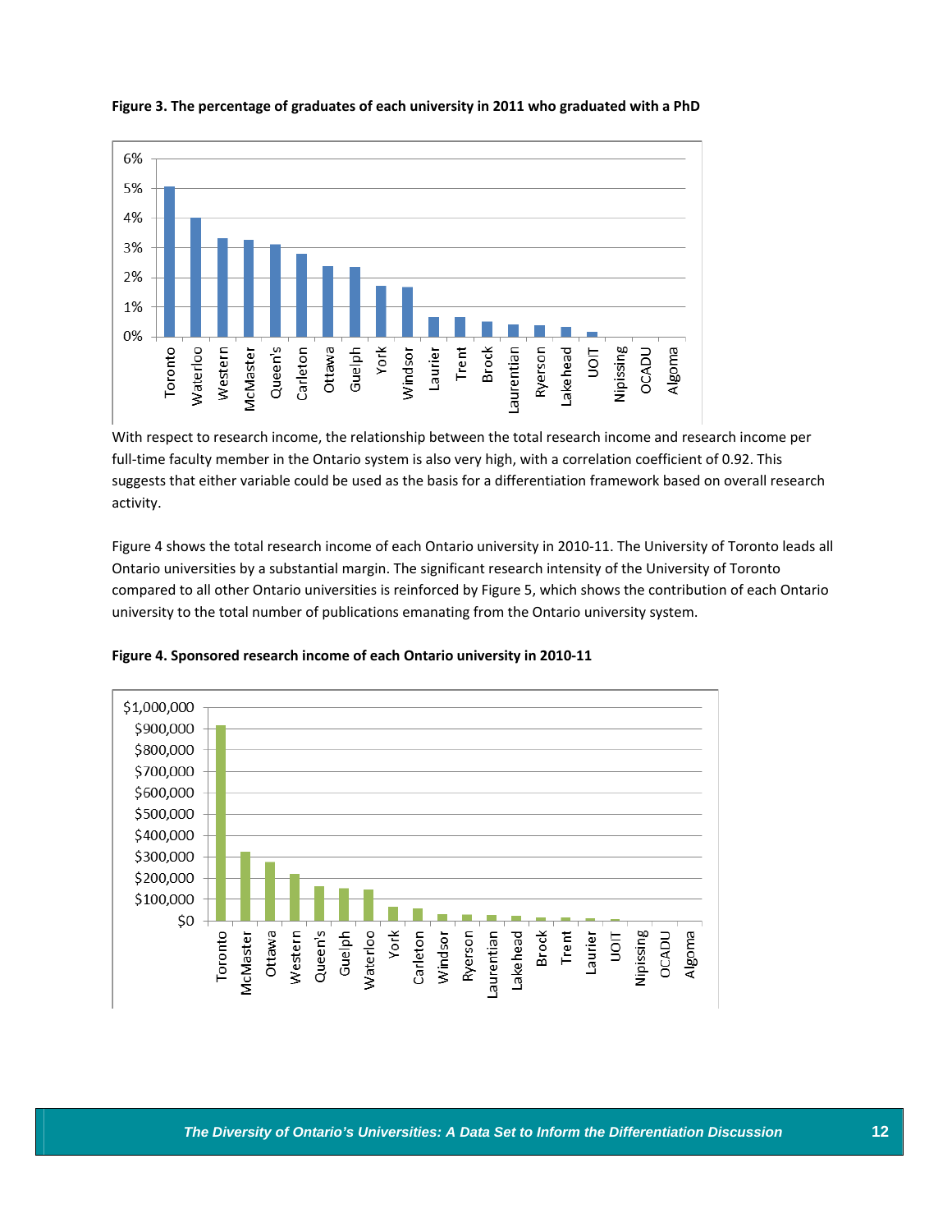**Figure 3. The percentage of graduates of each university in 2011 who graduated with a PhD**

With respect to research income, the relationship between the total research income and research income per full-time faculty member in the Ontario system is also very high, with a correlation coefficient of 0.92. This suggests that either variable could be used as the basis for a differentiation framework based on overall research activity.

Figure 4 shows the total research income of each Ontario university in 2010-11. The University of Toronto leads all Ontario universities by a substantial margin. The significant research intensity of the University of Toronto compared to all other Ontario universities is reinforced by Figure 5, which shows the contribution of each Ontario university to the total number of publications emanating from the Ontario university system.

**Figure 4. Sponsored research income of each Ontario university in 2010-11**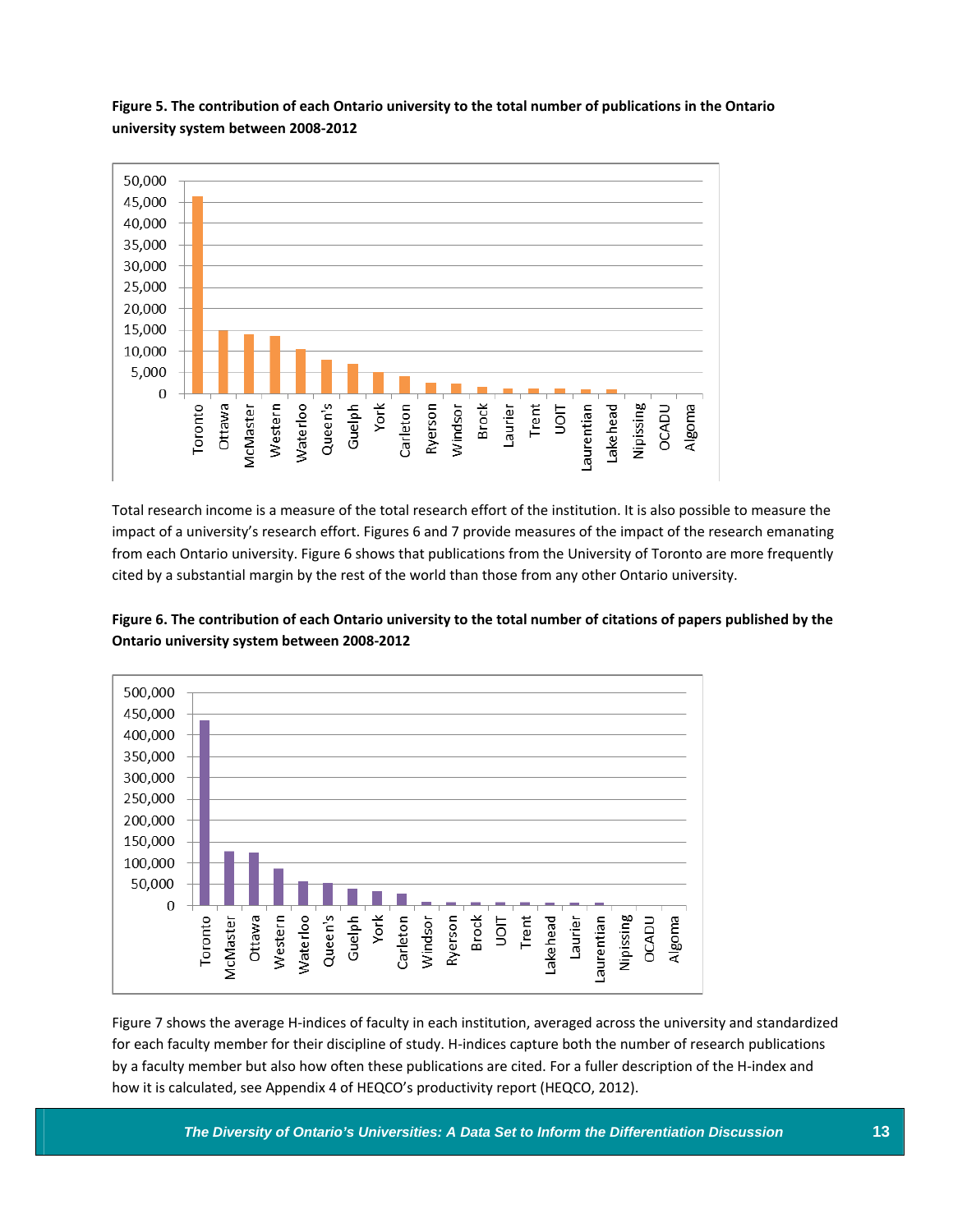**Figure 5. The contribution of each Ontario university to the total number of publications in the Ontario university system between 2008-2012**

Total research income is a measure of the total research effort of the institution. It is also possible to measure the impact of a university's research effort. Figures 6 and 7 provide measures of the impact of the research emanating from each Ontario university. Figure 6 shows that publications from the University of Toronto are more frequently cited by a substantial margin by the rest of the world than those from any other Ontario university.

**Figure 6. The contribution of each Ontario university to the total number of citations of papers published by the Ontario university system between 2008-2012**

Figure 7 shows the average H-indices of faculty in each institution, averaged across the university and standardized for each faculty member for their discipline of study. H-indices capture both the number of research publications by a faculty member but also how often these publications are cited. For a fuller description of the H-index and how it is calculated, see Appendix 4 of HEQCO's productivity report (HEQCO, 2012).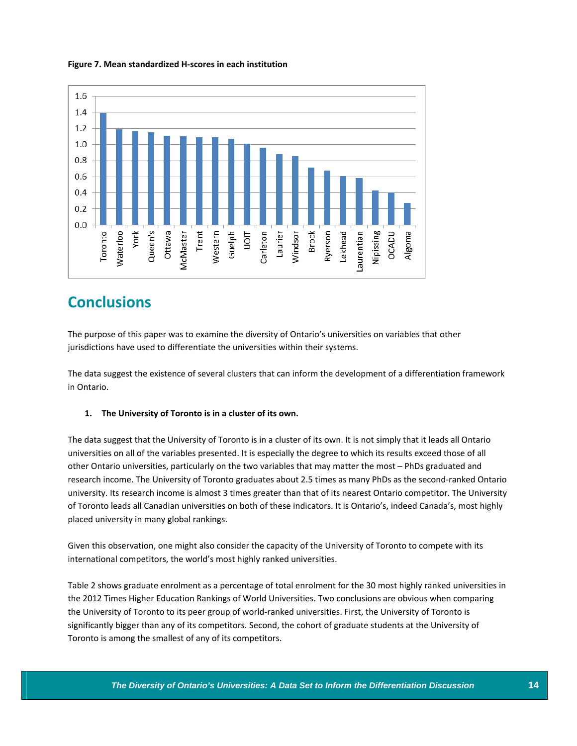**Figure 7. Mean standardized H-scores in each institution**

| Institution | Mean standardized H-score |
|---|---|
| Toronto | 1.39 |
| Waterloo | 1.19 |
| York | 1.17 |
| Queen's | 1.15 |
| Ottawa | 1.11 |
| McMaster | 1.10 |
| Trent | 1.09 |
| Western | 1.09 |
| Guelph | 1.07 |
| UOIT | 1.01 |
| Carleton | 0.96 |
| Laurier | 0.88 |
| Windsor | 0.85 |
| Brock | 0.71 |
| Ryerson | 0.67 |
| Lakehead | 0.61 |
| Laurentian | 0.58 |
| Nipissing | 0.43 |
| OCADU | 0.40 |
| Algoma | 0.27 |

## Conclusions

The purpose of this paper was to examine the diversity of Ontario's universities on variables that other jurisdictions have used to differentiate the universities within their systems.

The data suggest the existence of several clusters that can inform the development of a differentiation framework in Ontario.

1. **The University of Toronto is in a cluster of its own.**

The data suggest that the University of Toronto is in a cluster of its own. It is not simply that it leads all Ontario universities on all of the variables presented. It is especially the degree to which its results exceed those of all other Ontario universities, particularly on the two variables that may matter the most – PhDs graduated and research income. The University of Toronto graduates about 2.5 times as many PhDs as the second-ranked Ontario university. Its research income is almost 3 times greater than that of its nearest Ontario competitor. The University of Toronto leads all Canadian universities on both of these indicators. It is Ontario's, indeed Canada's, most highly placed university in many global rankings.

Given this observation, one might also consider the capacity of the University of Toronto to compete with its international competitors, the world's most highly ranked universities.

Table 2 shows graduate enrolment as a percentage of total enrolment for the 30 most highly ranked universities in the 2012 Times Higher Education Rankings of World Universities. Two conclusions are obvious when comparing the University of Toronto to its peer group of world-ranked universities. First, the University of Toronto is significantly bigger than any of its competitors. Second, the cohort of graduate students at the University of Toronto is among the smallest of any of its competitors.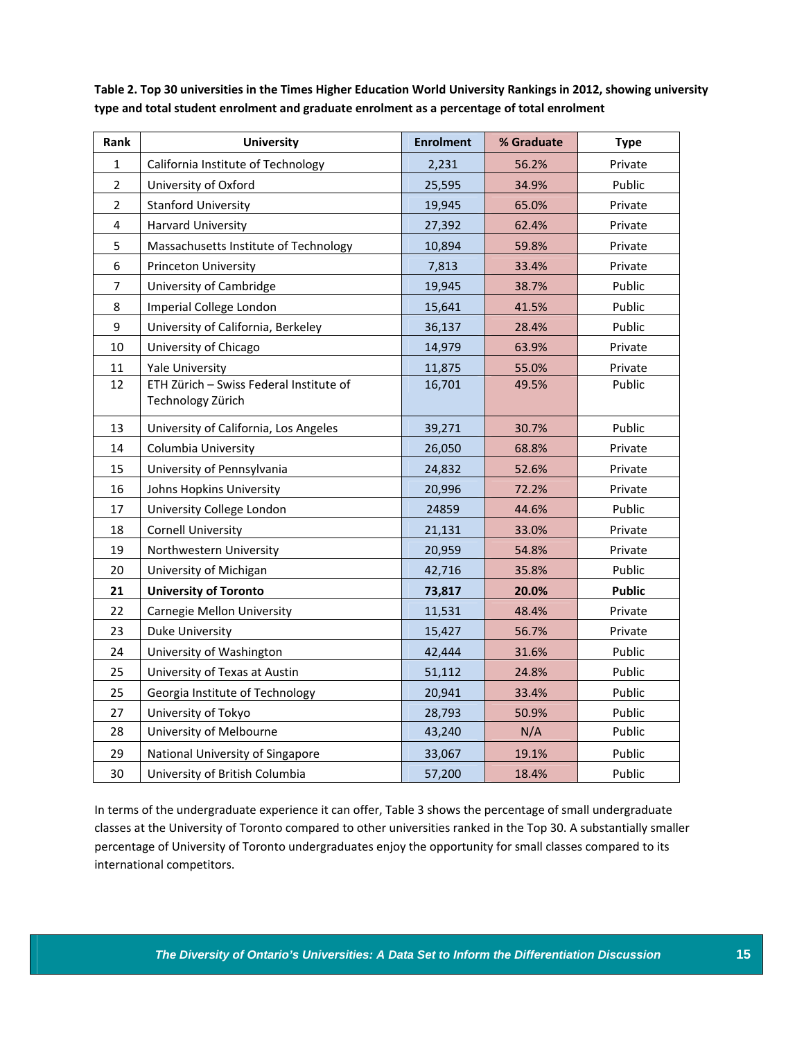**Table 2. Top 30 universities in the Times Higher Education World University Rankings in 2012, showing university type and total student enrolment and graduate enrolment as a percentage of total enrolment**

| Rank | University | Enrolment | % Graduate | Type |
|---|---|---|---|---|
| 1 | California Institute of Technology | 2,231 | 56.2% | Private |
| 2 | University of Oxford | 25,595 | 34.9% | Public |
| 2 | Stanford University | 19,945 | 65.0% | Private |
| 4 | Harvard University | 27,392 | 62.4% | Private |
| 5 | Massachusetts Institute of Technology | 10,894 | 59.8% | Private |
| 6 | Princeton University | 7,813 | 33.4% | Private |
| 7 | University of Cambridge | 19,945 | 38.7% | Public |
| 8 | Imperial College London | 15,641 | 41.5% | Public |
| 9 | University of California, Berkeley | 36,137 | 28.4% | Public |
| 10 | University of Chicago | 14,979 | 63.9% | Private |
| 11 | Yale University | 11,875 | 55.0% | Private |
| 12 | ETH Zürich – Swiss Federal Institute of Technology Zürich | 16,701 | 49.5% | Public |
| 13 | University of California, Los Angeles | 39,271 | 30.7% | Public |
| 14 | Columbia University | 26,050 | 68.8% | Private |
| 15 | University of Pennsylvania | 24,832 | 52.6% | Private |
| 16 | Johns Hopkins University | 20,996 | 72.2% | Private |
| 17 | University College London | 24859 | 44.6% | Public |
| 18 | Cornell University | 21,131 | 33.0% | Private |
| 19 | Northwestern University | 20,959 | 54.8% | Private |
| 20 | University of Michigan | 42,716 | 35.8% | Public |
| **21** | **University of Toronto** | **73,817** | **20.0%** | **Public** |
| 22 | Carnegie Mellon University | 11,531 | 48.4% | Private |
| 23 | Duke University | 15,427 | 56.7% | Private |
| 24 | University of Washington | 42,444 | 31.6% | Public |
| 25 | University of Texas at Austin | 51,112 | 24.8% | Public |
| 25 | Georgia Institute of Technology | 20,941 | 33.4% | Public |
| 27 | University of Tokyo | 28,793 | 50.9% | Public |
| 28 | University of Melbourne | 43,240 | N/A | Public |
| 29 | National University of Singapore | 33,067 | 19.1% | Public |
| 30 | University of British Columbia | 57,200 | 18.4% | Public |

In terms of the undergraduate experience it can offer, Table 3 shows the percentage of small undergraduate classes at the University of Toronto compared to other universities ranked in the Top 30. A substantially smaller percentage of University of Toronto undergraduates enjoy the opportunity for small classes compared to its international competitors.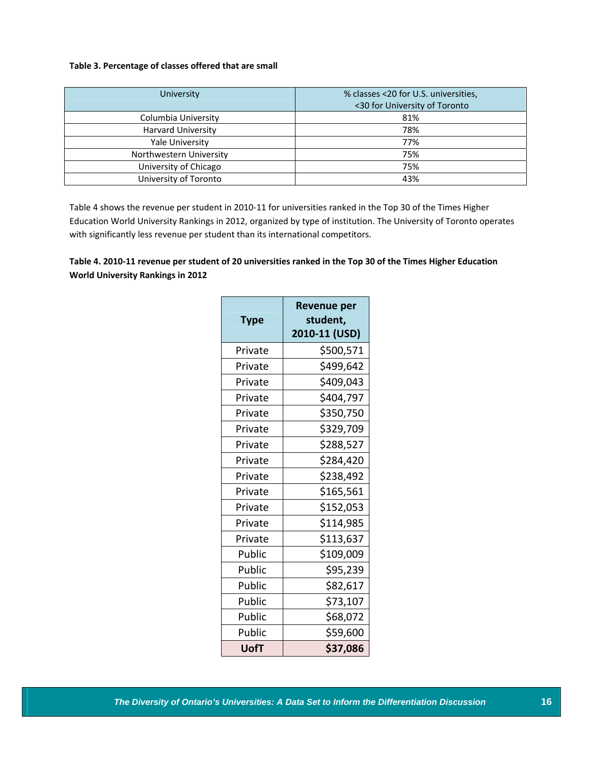**Table 3. Percentage of classes offered that are small**

| University | % classes <20 for U.S. universities, <30 for University of Toronto |
|---|---|
| Columbia University | 81% |
| Harvard University | 78% |
| Yale University | 77% |
| Northwestern University | 75% |
| University of Chicago | 75% |
| University of Toronto | 43% |

Table 4 shows the revenue per student in 2010-11 for universities ranked in the Top 30 of the Times Higher Education World University Rankings in 2012, organized by type of institution. The University of Toronto operates with significantly less revenue per student than its international competitors.

**Table 4. 2010-11 revenue per student of 20 universities ranked in the Top 30 of the Times Higher Education World University Rankings in 2012**

| Type | Revenue per student, 2010-11 (USD) |
|---|---|
| Private | $500,571 |
| Private | $499,642 |
| Private | $409,043 |
| Private | $404,797 |
| Private | $350,750 |
| Private | $329,709 |
| Private | $288,527 |
| Private | $284,420 |
| Private | $238,492 |
| Private | $165,561 |
| Private | $152,053 |
| Private | $114,985 |
| Private | $113,637 |
| Public | $109,009 |
| Public | $95,239 |
| Public | $82,617 |
| Public | $73,107 |
| Public | $68,072 |
| Public | $59,600 |
| **UofT** | **$37,086** |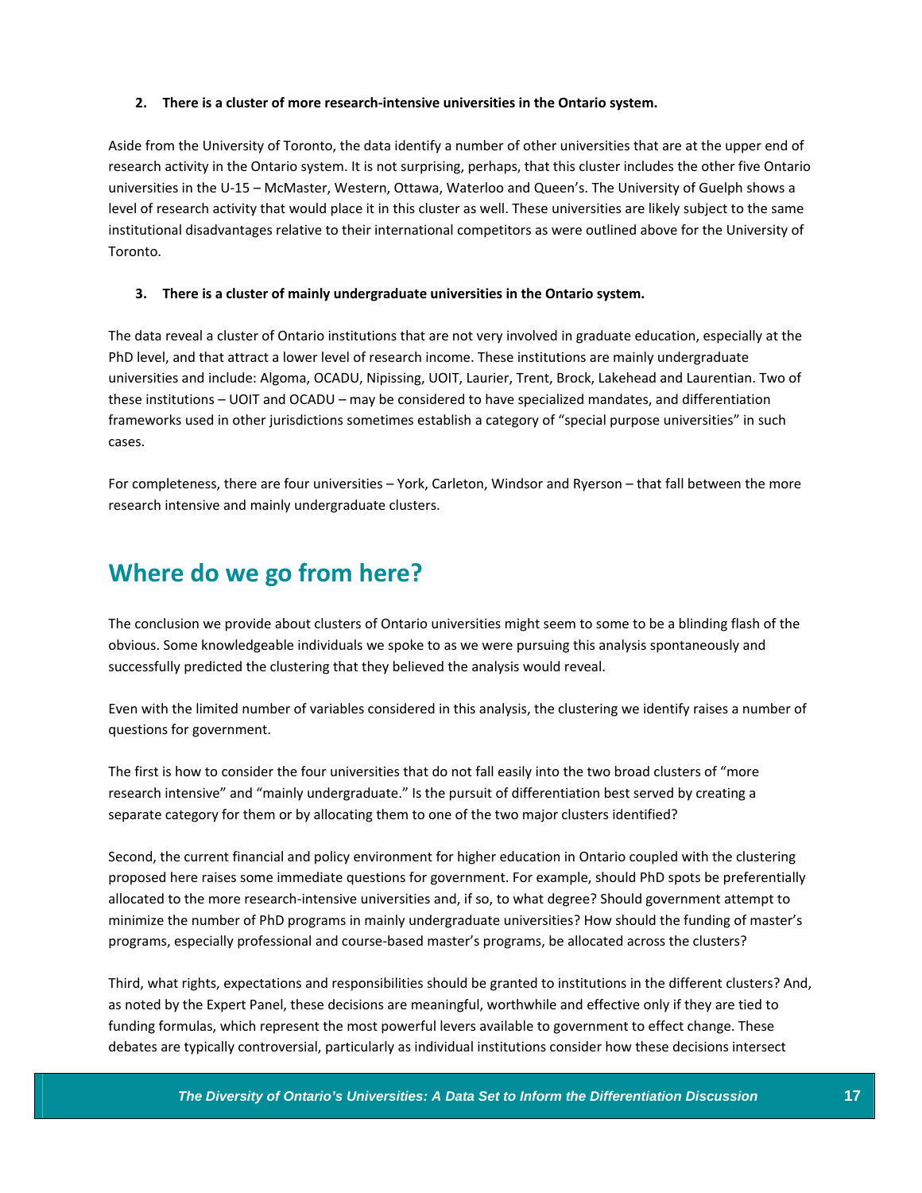**2. There is a cluster of more research-intensive universities in the Ontario system.**

Aside from the University of Toronto, the data identify a number of other universities that are at the upper end of research activity in the Ontario system. It is not surprising, perhaps, that this cluster includes the other five Ontario universities in the U-15 – McMaster, Western, Ottawa, Waterloo and Queen's. The University of Guelph shows a level of research activity that would place it in this cluster as well. These universities are likely subject to the same institutional disadvantages relative to their international competitors as were outlined above for the University of Toronto.

**3. There is a cluster of mainly undergraduate universities in the Ontario system.**

The data reveal a cluster of Ontario institutions that are not very involved in graduate education, especially at the PhD level, and that attract a lower level of research income. These institutions are mainly undergraduate universities and include: Algoma, OCADU, Nipissing, UOIT, Laurier, Trent, Brock, Lakehead and Laurentian. Two of these institutions – UOIT and OCADU – may be considered to have specialized mandates, and differentiation frameworks used in other jurisdictions sometimes establish a category of "special purpose universities" in such cases.

For completeness, there are four universities – York, Carleton, Windsor and Ryerson – that fall between the more research intensive and mainly undergraduate clusters.

## Where do we go from here?

The conclusion we provide about clusters of Ontario universities might seem to some to be a blinding flash of the obvious. Some knowledgeable individuals we spoke to as we were pursuing this analysis spontaneously and successfully predicted the clustering that they believed the analysis would reveal.

Even with the limited number of variables considered in this analysis, the clustering we identify raises a number of questions for government.

The first is how to consider the four universities that do not fall easily into the two broad clusters of "more research intensive" and "mainly undergraduate." Is the pursuit of differentiation best served by creating a separate category for them or by allocating them to one of the two major clusters identified?

Second, the current financial and policy environment for higher education in Ontario coupled with the clustering proposed here raises some immediate questions for government. For example, should PhD spots be preferentially allocated to the more research-intensive universities and, if so, to what degree? Should government attempt to minimize the number of PhD programs in mainly undergraduate universities? How should the funding of master's programs, especially professional and course-based master's programs, be allocated across the clusters?

Third, what rights, expectations and responsibilities should be granted to institutions in the different clusters? And, as noted by the Expert Panel, these decisions are meaningful, worthwhile and effective only if they are tied to funding formulas, which represent the most powerful levers available to government to effect change. These debates are typically controversial, particularly as individual institutions consider how these decisions intersect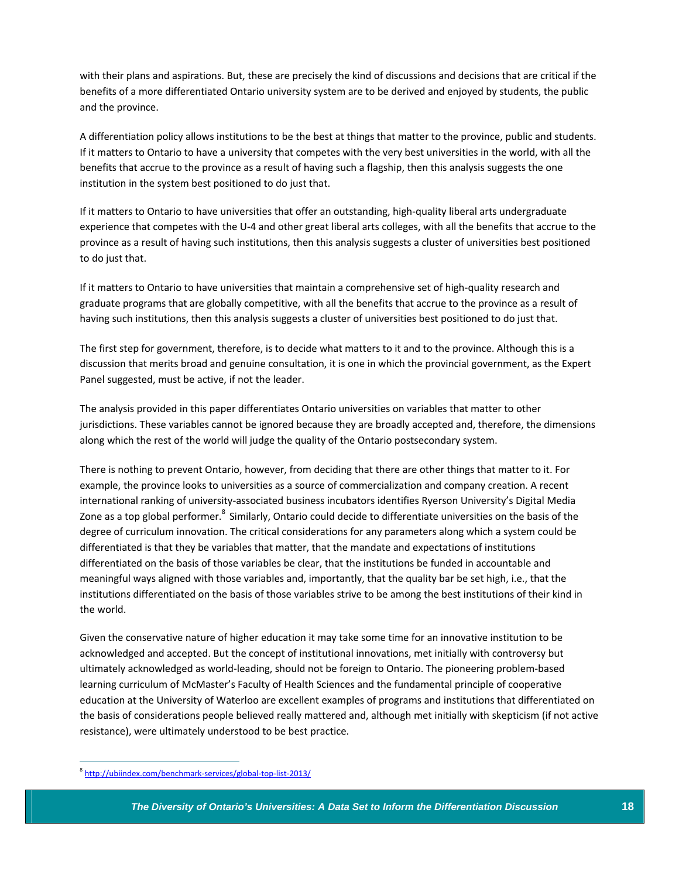with their plans and aspirations. But, these are precisely the kind of discussions and decisions that are critical if the benefits of a more differentiated Ontario university system are to be derived and enjoyed by students, the public and the province.

A differentiation policy allows institutions to be the best at things that matter to the province, public and students. If it matters to Ontario to have a university that competes with the very best universities in the world, with all the benefits that accrue to the province as a result of having such a flagship, then this analysis suggests the one institution in the system best positioned to do just that.

If it matters to Ontario to have universities that offer an outstanding, high-quality liberal arts undergraduate experience that competes with the U-4 and other great liberal arts colleges, with all the benefits that accrue to the province as a result of having such institutions, then this analysis suggests a cluster of universities best positioned to do just that.

If it matters to Ontario to have universities that maintain a comprehensive set of high-quality research and graduate programs that are globally competitive, with all the benefits that accrue to the province as a result of having such institutions, then this analysis suggests a cluster of universities best positioned to do just that.

The first step for government, therefore, is to decide what matters to it and to the province. Although this is a discussion that merits broad and genuine consultation, it is one in which the provincial government, as the Expert Panel suggested, must be active, if not the leader.

The analysis provided in this paper differentiates Ontario universities on variables that matter to other jurisdictions. These variables cannot be ignored because they are broadly accepted and, therefore, the dimensions along which the rest of the world will judge the quality of the Ontario postsecondary system.

There is nothing to prevent Ontario, however, from deciding that there are other things that matter to it. For example, the province looks to universities as a source of commercialization and company creation. A recent international ranking of university-associated business incubators identifies Ryerson University's Digital Media Zone as a top global performer.[8] Similarly, Ontario could decide to differentiate universities on the basis of the degree of curriculum innovation. The critical considerations for any parameters along which a system could be differentiated is that they be variables that matter, that the mandate and expectations of institutions differentiated on the basis of those variables be clear, that the institutions be funded in accountable and meaningful ways aligned with those variables and, importantly, that the quality bar be set high, i.e., that the institutions differentiated on the basis of those variables strive to be among the best institutions of their kind in the world.

Given the conservative nature of higher education it may take some time for an innovative institution to be acknowledged and accepted. But the concept of institutional innovations, met initially with controversy but ultimately acknowledged as world-leading, should not be foreign to Ontario. The pioneering problem-based learning curriculum of McMaster's Faculty of Health Sciences and the fundamental principle of cooperative education at the University of Waterloo are excellent examples of programs and institutions that differentiated on the basis of considerations people believed really mattered and, although met initially with skepticism (if not active resistance), were ultimately understood to be best practice.

---

[8] http://ubiindex.com/benchmark-services/global-top-list-2013/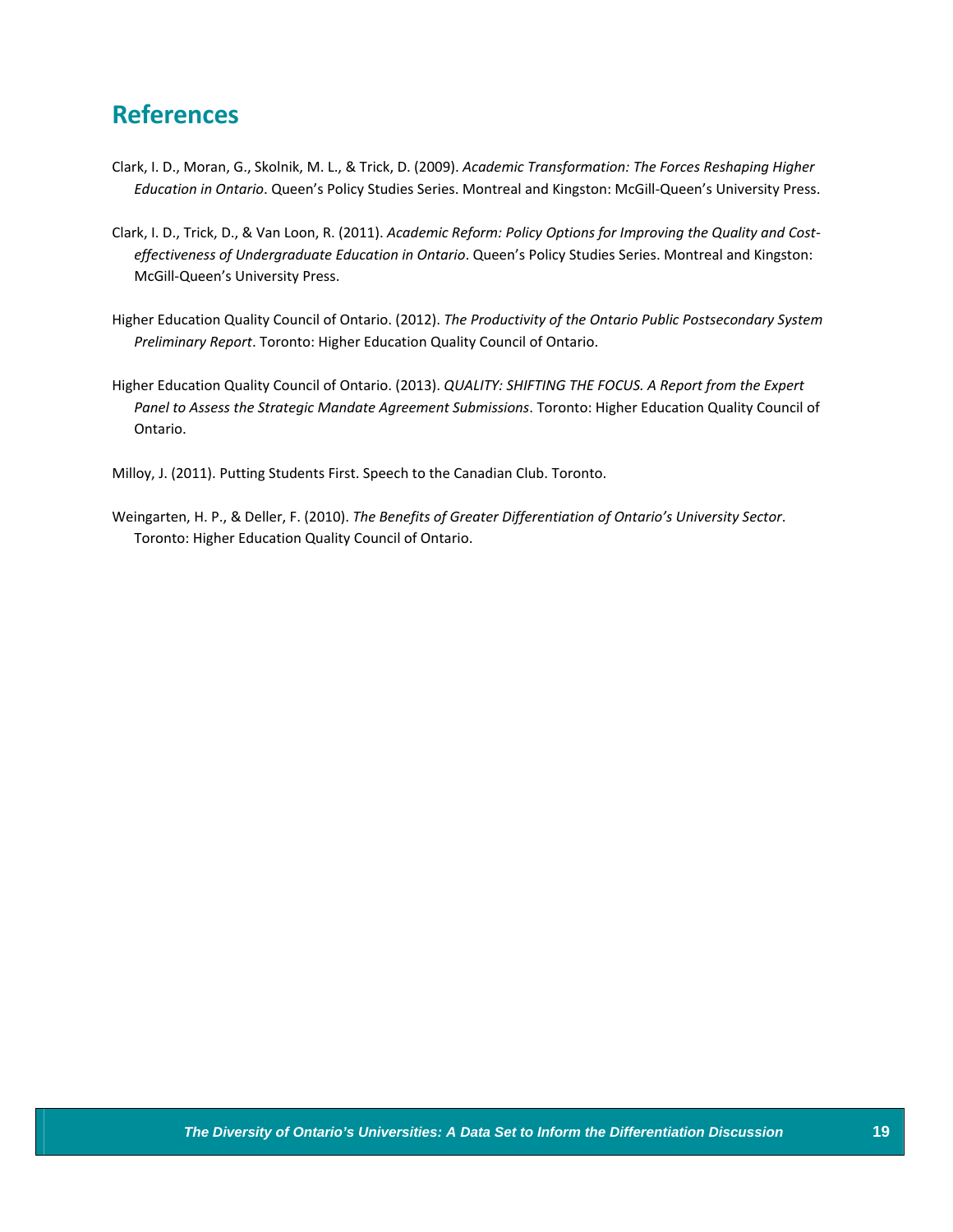## References

Clark, I. D., Moran, G., Skolnik, M. L., & Trick, D. (2009). *Academic Transformation: The Forces Reshaping Higher Education in Ontario*. Queen's Policy Studies Series. Montreal and Kingston: McGill-Queen's University Press.

Clark, I. D., Trick, D., & Van Loon, R. (2011). *Academic Reform: Policy Options for Improving the Quality and Cost-effectiveness of Undergraduate Education in Ontario*. Queen's Policy Studies Series. Montreal and Kingston: McGill-Queen's University Press.

Higher Education Quality Council of Ontario. (2012). *The Productivity of the Ontario Public Postsecondary System Preliminary Report*. Toronto: Higher Education Quality Council of Ontario.

Higher Education Quality Council of Ontario. (2013). *QUALITY: SHIFTING THE FOCUS. A Report from the Expert Panel to Assess the Strategic Mandate Agreement Submissions*. Toronto: Higher Education Quality Council of Ontario.

Milloy, J. (2011). Putting Students First. Speech to the Canadian Club. Toronto.

Weingarten, H. P., & Deller, F. (2010). *The Benefits of Greater Differentiation of Ontario's University Sector*. Toronto: Higher Education Quality Council of Ontario.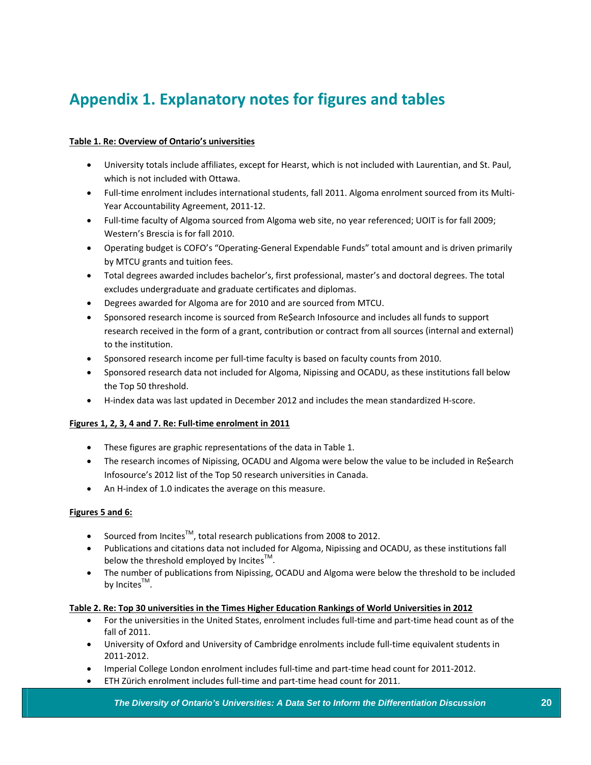# Appendix 1. Explanatory notes for figures and tables

**Table 1. Re: Overview of Ontario's universities**

- University totals include affiliates, except for Hearst, which is not included with Laurentian, and St. Paul, which is not included with Ottawa.
- Full-time enrolment includes international students, fall 2011. Algoma enrolment sourced from its Multi-Year Accountability Agreement, 2011-12.
- Full-time faculty of Algoma sourced from Algoma web site, no year referenced; UOIT is for fall 2009; Western's Brescia is for fall 2010.
- Operating budget is COFO's "Operating-General Expendable Funds" total amount and is driven primarily by MTCU grants and tuition fees.
- Total degrees awarded includes bachelor's, first professional, master's and doctoral degrees. The total excludes undergraduate and graduate certificates and diplomas.
- Degrees awarded for Algoma are for 2010 and are sourced from MTCU.
- Sponsored research income is sourced from Re$earch Infosource and includes all funds to support research received in the form of a grant, contribution or contract from all sources (internal and external) to the institution.
- Sponsored research income per full-time faculty is based on faculty counts from 2010.
- Sponsored research data not included for Algoma, Nipissing and OCADU, as these institutions fall below the Top 50 threshold.
- H-index data was last updated in December 2012 and includes the mean standardized H-score.

**Figures 1, 2, 3, 4 and 7. Re: Full-time enrolment in 2011**

- These figures are graphic representations of the data in Table 1.
- The research incomes of Nipissing, OCADU and Algoma were below the value to be included in Re$earch Infosource's 2012 list of the Top 50 research universities in Canada.
- An H-index of 1.0 indicates the average on this measure.

**Figures 5 and 6:**

- Sourced from Incites™, total research publications from 2008 to 2012.
- Publications and citations data not included for Algoma, Nipissing and OCADU, as these institutions fall below the threshold employed by Incites™.
- The number of publications from Nipissing, OCADU and Algoma were below the threshold to be included by Incites™.

**Table 2. Re: Top 30 universities in the Times Higher Education Rankings of World Universities in 2012**

- For the universities in the United States, enrolment includes full-time and part-time head count as of the fall of 2011.
- University of Oxford and University of Cambridge enrolments include full-time equivalent students in 2011-2012.
- Imperial College London enrolment includes full-time and part-time head count for 2011-2012.
- ETH Zürich enrolment includes full-time and part-time head count for 2011.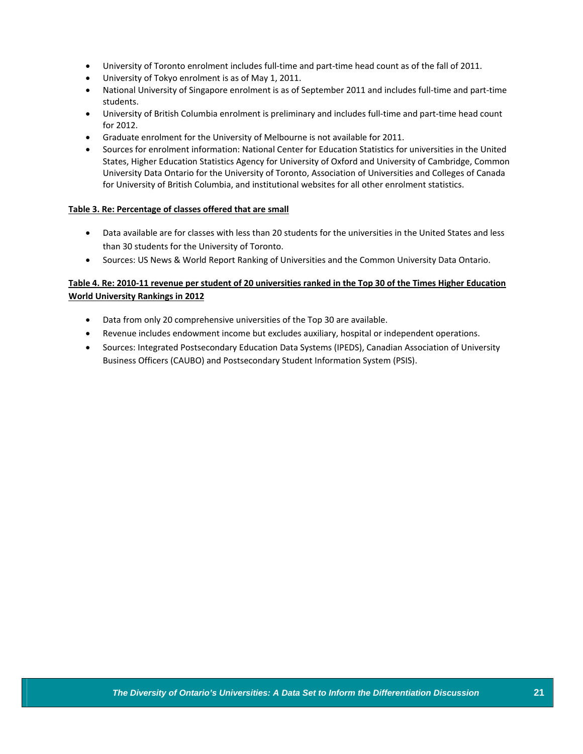- University of Toronto enrolment includes full-time and part-time head count as of the fall of 2011.
- University of Tokyo enrolment is as of May 1, 2011.
- National University of Singapore enrolment is as of September 2011 and includes full-time and part-time students.
- University of British Columbia enrolment is preliminary and includes full-time and part-time head count for 2012.
- Graduate enrolment for the University of Melbourne is not available for 2011.
- Sources for enrolment information: National Center for Education Statistics for universities in the United States, Higher Education Statistics Agency for University of Oxford and University of Cambridge, Common University Data Ontario for the University of Toronto, Association of Universities and Colleges of Canada for University of British Columbia, and institutional websites for all other enrolment statistics.

**Table 3. Re: Percentage of classes offered that are small**

- Data available are for classes with less than 20 students for the universities in the United States and less than 30 students for the University of Toronto.
- Sources: US News & World Report Ranking of Universities and the Common University Data Ontario.

**Table 4. Re: 2010-11 revenue per student of 20 universities ranked in the Top 30 of the Times Higher Education World University Rankings in 2012**

- Data from only 20 comprehensive universities of the Top 30 are available.
- Revenue includes endowment income but excludes auxiliary, hospital or independent operations.
- Sources: Integrated Postsecondary Education Data Systems (IPEDS), Canadian Association of University Business Officers (CAUBO) and Postsecondary Student Information System (PSIS).